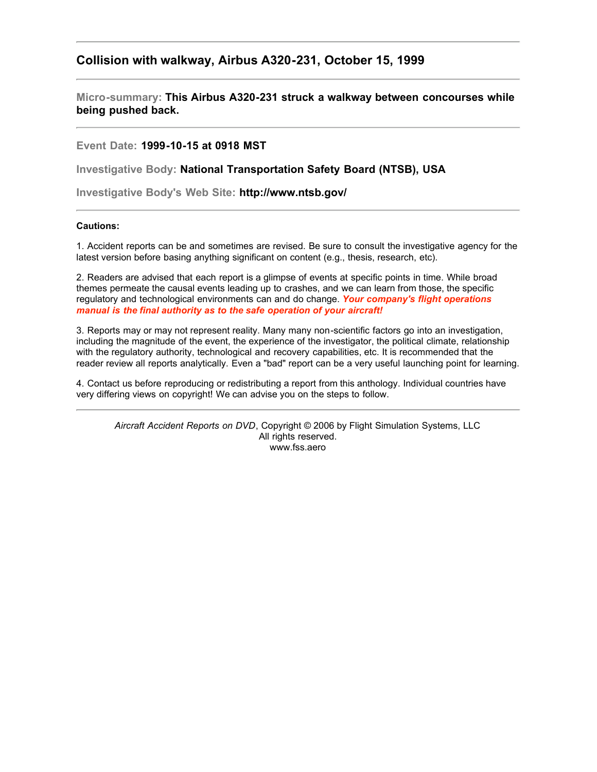## Collision with walkway, Airbus A320-231, October 15, 1999

---

**Micro-summary: This Airbus A320-231 struck a walkway between concourses while being pushed back.**

---

**Event Date: 1999-10-15 at 0918 MST**

**Investigative Body: National Transportation Safety Board (NTSB), USA**

**Investigative Body's Web Site: http://www.ntsb.gov/**

---

**Cautions:**

1. Accident reports can be and sometimes are revised. Be sure to consult the investigative agency for the latest version before basing anything significant on content (e.g., thesis, research, etc).

2. Readers are advised that each report is a glimpse of events at specific points in time. While broad themes permeate the causal events leading up to crashes, and we can learn from those, the specific regulatory and technological environments can and do change. ***Your company's flight operations manual is the final authority as to the safe operation of your aircraft!***

3. Reports may or may not represent reality. Many many non-scientific factors go into an investigation, including the magnitude of the event, the experience of the investigator, the political climate, relationship with the regulatory authority, technological and recovery capabilities, etc. It is recommended that the reader review all reports analytically. Even a "bad" report can be a very useful launching point for learning.

4. Contact us before reproducing or redistributing a report from this anthology. Individual countries have very differing views on copyright! We can advise you on the steps to follow.

---

*Aircraft Accident Reports on DVD*, Copyright © 2006 by Flight Simulation Systems, LLC
All rights reserved.
www.fss.aero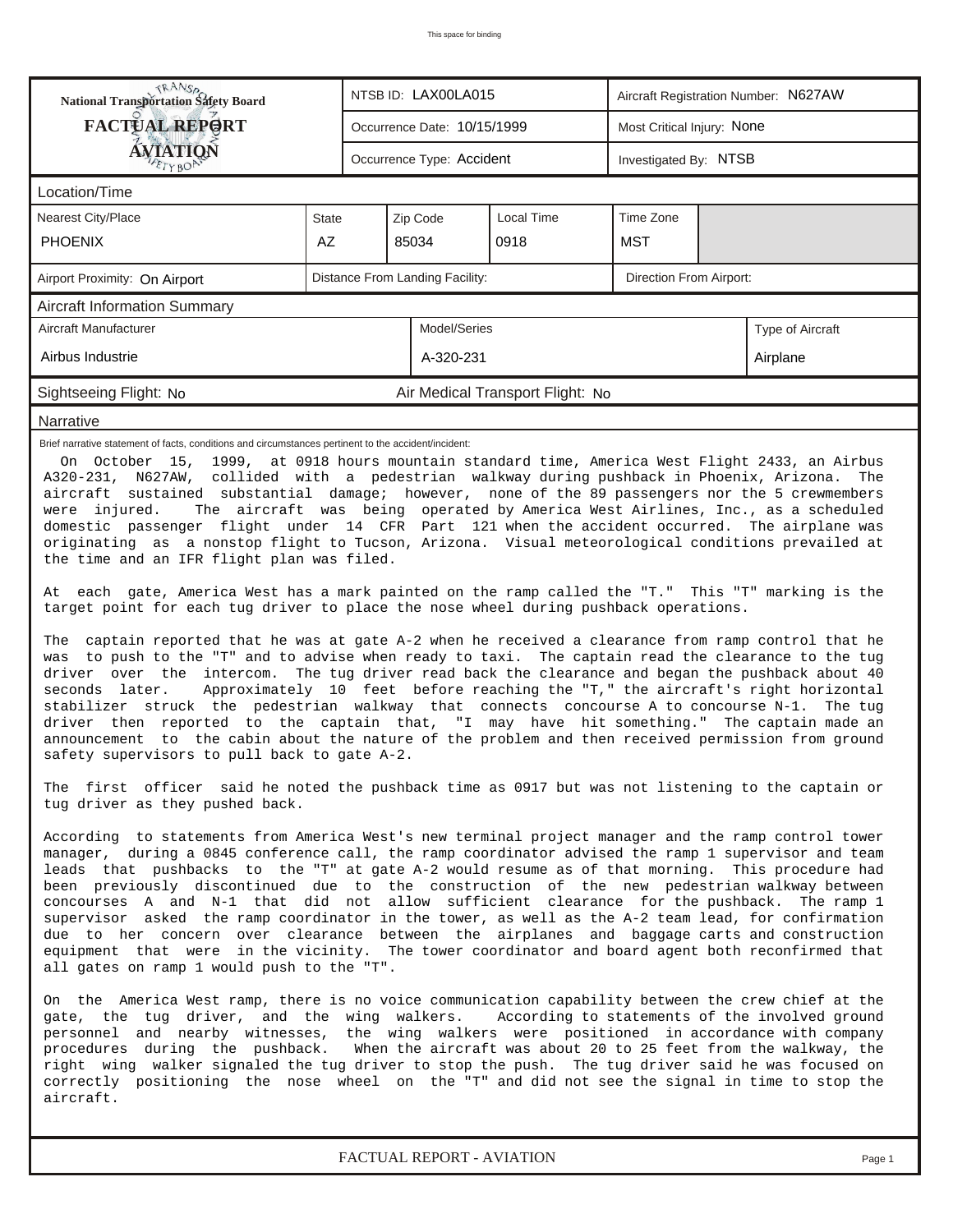This space for binding

| National Transportation Safety Board FACTUAL REPORT AVIATION | NTSB ID: LAX00LA015 | Aircraft Registration Number: N627AW |
|---|---|---|
| | Occurrence Date: 10/15/1999 | Most Critical Injury: None |
| | Occurrence Type: Accident | Investigated By: NTSB |

## Location/Time

| Nearest City/Place | State | Zip Code | Local Time | Time Zone |
|---|---|---|---|---|
| PHOENIX | AZ | 85034 | 0918 | MST |

| Airport Proximity: On Airport | Distance From Landing Facility: | Direction From Airport: |
|---|---|---|

## Aircraft Information Summary

| Aircraft Manufacturer | Model/Series | Type of Aircraft |
|---|---|---|
| Airbus Industrie | A-320-231 | Airplane |

Sightseeing Flight: No | Air Medical Transport Flight: No

## Narrative

Brief narrative statement of facts, conditions and circumstances pertinent to the accident/incident:

On October 15, 1999, at 0918 hours mountain standard time, America West Flight 2433, an Airbus A320-231, N627AW, collided with a pedestrian walkway during pushback in Phoenix, Arizona. The aircraft sustained substantial damage; however, none of the 89 passengers nor the 5 crewmembers were injured. The aircraft was being operated by America West Airlines, Inc., as a scheduled domestic passenger flight under 14 CFR Part 121 when the accident occurred. The airplane was originating as a nonstop flight to Tucson, Arizona. Visual meteorological conditions prevailed at the time and an IFR flight plan was filed.

At each gate, America West has a mark painted on the ramp called the "T." This "T" marking is the target point for each tug driver to place the nose wheel during pushback operations.

The captain reported that he was at gate A-2 when he received a clearance from ramp control that he was to push to the "T" and to advise when ready to taxi. The captain read the clearance to the tug driver over the intercom. The tug driver read back the clearance and began the pushback about 40 seconds later. Approximately 10 feet before reaching the "T," the aircraft's right horizontal stabilizer struck the pedestrian walkway that connects concourse A to concourse N-1. The tug driver then reported to the captain that, "I may have hit something." The captain made an announcement to the cabin about the nature of the problem and then received permission from ground safety supervisors to pull back to gate A-2.

The first officer said he noted the pushback time as 0917 but was not listening to the captain or tug driver as they pushed back.

According to statements from America West's new terminal project manager and the ramp control tower manager, during a 0845 conference call, the ramp coordinator advised the ramp 1 supervisor and team leads that pushbacks to the "T" at gate A-2 would resume as of that morning. This procedure had been previously discontinued due to the construction of the new pedestrian walkway between concourses A and N-1 that did not allow sufficient clearance for the pushback. The ramp 1 supervisor asked the ramp coordinator in the tower, as well as the A-2 team lead, for confirmation due to her concern over clearance between the airplanes and baggage carts and construction equipment that were in the vicinity. The tower coordinator and board agent both reconfirmed that all gates on ramp 1 would push to the "T".

On the America West ramp, there is no voice communication capability between the crew chief at the gate, the tug driver, and the wing walkers. According to statements of the involved ground personnel and nearby witnesses, the wing walkers were positioned in accordance with company procedures during the pushback. When the aircraft was about 20 to 25 feet from the walkway, the right wing walker signaled the tug driver to stop the push. The tug driver said he was focused on correctly positioning the nose wheel on the "T" and did not see the signal in time to stop the aircraft.

FACTUAL REPORT - AVIATION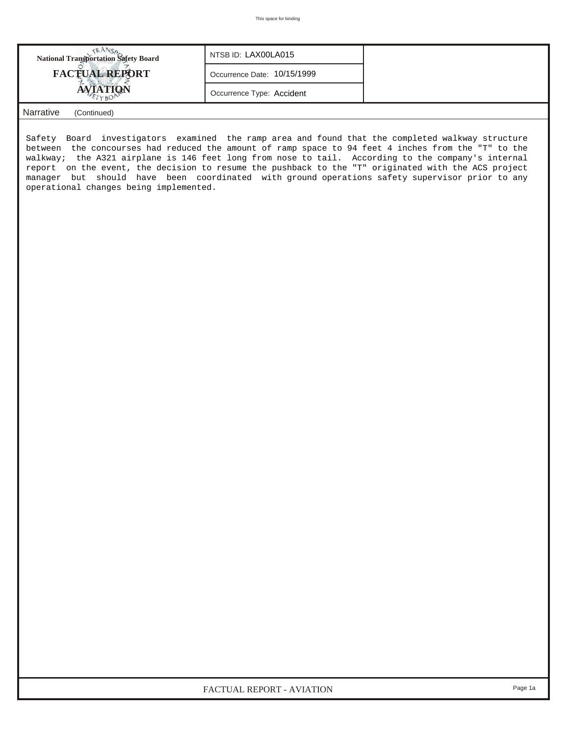| National Transportation Safety Board FACTUAL REPORT AVIATION | NTSB ID: LAX00LA015 |
| --- | --- |
| | Occurrence Date: 10/15/1999 |
| | Occurrence Type: Accident |

Narrative (Continued)

Safety Board investigators examined the ramp area and found that the completed walkway structure between the concourses had reduced the amount of ramp space to 94 feet 4 inches from the "T" to the walkway; the A321 airplane is 146 feet long from nose to tail. According to the company's internal report on the event, the decision to resume the pushback to the "T" originated with the ACS project manager but should have been coordinated with ground operations safety supervisor prior to any operational changes being implemented.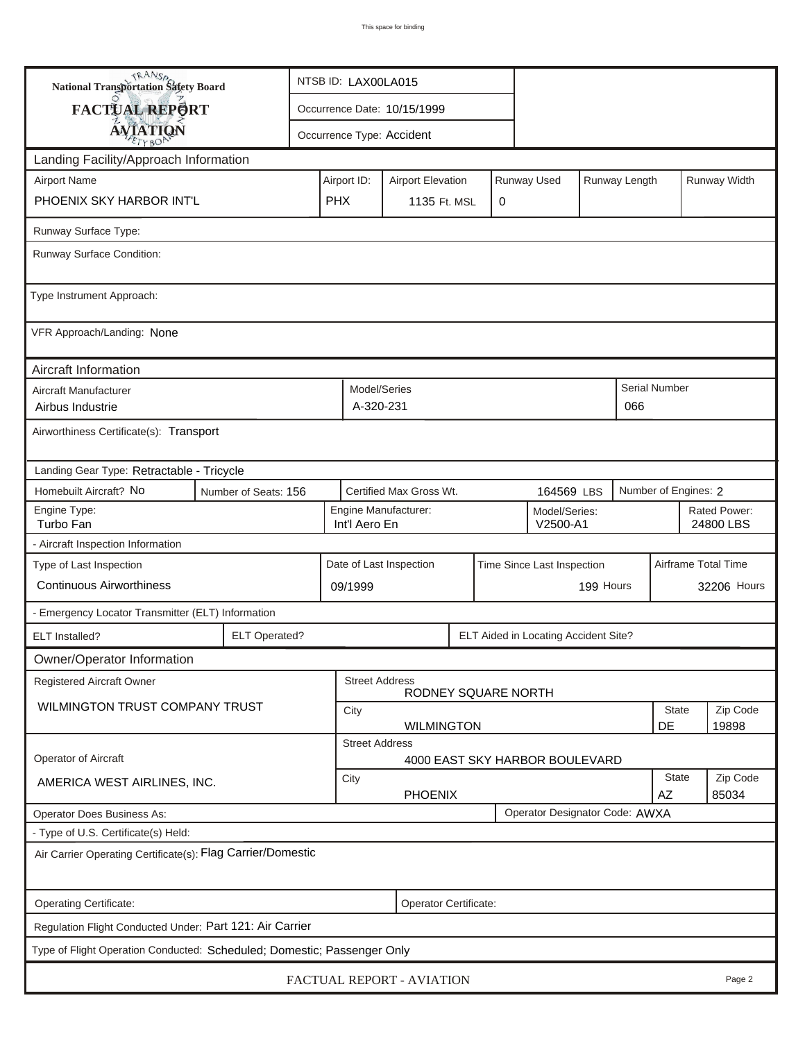This space for binding

**National Transportation Safety Board**
**FACTUAL REPORT**
**AVIATION**

NTSB ID: LAX00LA015

Occurrence Date: 10/15/1999

Occurrence Type: Accident

## Landing Facility/Approach Information

| Airport Name | Airport ID: | Airport Elevation | Runway Used | Runway Length | Runway Width |
|---|---|---|---|---|---|
| PHOENIX SKY HARBOR INT'L | PHX | 1135 Ft. MSL | 0 | | |

Runway Surface Type:

Runway Surface Condition:

Type Instrument Approach:

VFR Approach/Landing: None

## Aircraft Information

| Aircraft Manufacturer | Model/Series | Serial Number |
|---|---|---|
| Airbus Industrie | A-320-231 | 066 |

Airworthiness Certificate(s): Transport

Landing Gear Type: Retractable - Tricycle

| Homebuilt Aircraft? | Number of Seats: | Certified Max Gross Wt. | Number of Engines: |
|---|---|---|---|
| No | 156 | 164569 LBS | 2 |

| Engine Type: | Engine Manufacturer: | Model/Series: | Rated Power: |
|---|---|---|---|
| Turbo Fan | Int'l Aero En | V2500-A1 | 24800 LBS |

- Aircraft Inspection Information

| Type of Last Inspection | Date of Last Inspection | Time Since Last Inspection | Airframe Total Time |
|---|---|---|---|
| Continuous Airworthiness | 09/1999 | 199 Hours | 32206 Hours |

- Emergency Locator Transmitter (ELT) Information

| ELT Installed? | ELT Operated? | ELT Aided in Locating Accident Site? |
|---|---|---|
| | | |

## Owner/Operator Information

| | | | | |
|---|---|---|---|---|
| Registered Aircraft Owner | Street Address | RODNEY SQUARE NORTH | | |
| WILMINGTON TRUST COMPANY TRUST | City | WILMINGTON | State: DE | Zip Code: 19898 |
| Operator of Aircraft | Street Address | 4000 EAST SKY HARBOR BOULEVARD | | |
| AMERICA WEST AIRLINES, INC. | City | PHOENIX | State: AZ | Zip Code: 85034 |

Operator Does Business As:

Operator Designator Code: AWXA

- Type of U.S. Certificate(s) Held:

Air Carrier Operating Certificate(s): Flag Carrier/Domestic

Operating Certificate:

Operator Certificate:

Regulation Flight Conducted Under: Part 121: Air Carrier

Type of Flight Operation Conducted: Scheduled; Domestic; Passenger Only

FACTUAL REPORT - AVIATION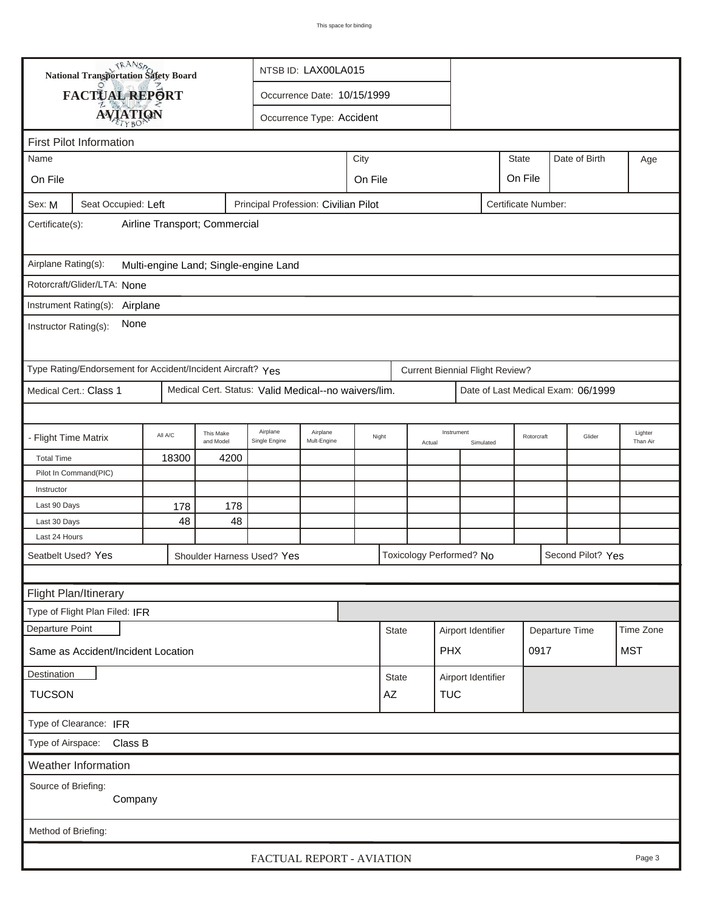This space for binding

National Transportation Safety Board

**FACTUAL REPORT**

**AVIATION**

NTSB ID: LAX00LA015

Occurrence Date: 10/15/1999

Occurrence Type: Accident

## First Pilot Information

| Name | City | State | Date of Birth | Age |
|---|---|---|---|---|
| On File | On File | On File | | |

Sex: M | Seat Occupied: Left | Principal Profession: Civilian Pilot | Certificate Number:

Certificate(s): Airline Transport; Commercial

Airplane Rating(s): Multi-engine Land; Single-engine Land

Rotorcraft/Glider/LTA: None

Instrument Rating(s): Airplane

Instructor Rating(s): None

Type Rating/Endorsement for Accident/Incident Aircraft? Yes | Current Biennial Flight Review?

Medical Cert.: Class 1 | Medical Cert. Status: Valid Medical--no waivers/lim. | Date of Last Medical Exam: 06/1999

| - Flight Time Matrix | All A/C | This Make and Model | Airplane Single Engine | Airplane Mult-Engine | Night | Instrument Actual | Instrument Simulated | Rotorcraft | Glider | Lighter Than Air |
|---|---|---|---|---|---|---|---|---|---|---|
| Total Time | 18300 | 4200 | | | | | | | | |
| Pilot In Command(PIC) | | | | | | | | | | |
| Instructor | | | | | | | | | | |
| Last 90 Days | 178 | 178 | | | | | | | | |
| Last 30 Days | 48 | 48 | | | | | | | | |
| Last 24 Hours | | | | | | | | | | |

Seatbelt Used? Yes | Shoulder Harness Used? Yes | Toxicology Performed? No | Second Pilot? Yes

## Flight Plan/Itinerary

Type of Flight Plan Filed: IFR

| Departure Point | State | Airport Identifier | Departure Time | Time Zone |
|---|---|---|---|---|
| Same as Accident/Incident Location | | PHX | 0917 | MST |

| Destination | State | Airport Identifier |
|---|---|---|
| TUCSON | AZ | TUC |

Type of Clearance: IFR

Type of Airspace: Class B

## Weather Information

Source of Briefing: Company

Method of Briefing:

FACTUAL REPORT - AVIATION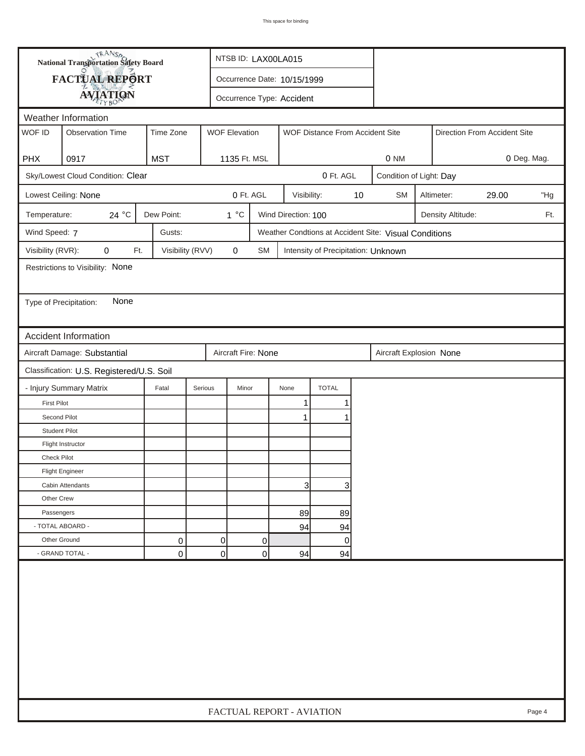**National Transportation Safety Board**

**FACTUAL REPORT**

**AVIATION**

NTSB ID: LAX00LA015

Occurrence Date: 10/15/1999

Occurrence Type: Accident

## Weather Information

| WOF ID | Observation Time | Time Zone | WOF Elevation | WOF Distance From Accident Site | Direction From Accident Site |
|---|---|---|---|---|---|
| PHX | 0917 | MST | 1135 Ft. MSL | 0 NM | 0 Deg. Mag. |

Sky/Lowest Cloud Condition: Clear — 0 Ft. AGL

Condition of Light: Day

Lowest Ceiling: None — 0 Ft. AGL

Visibility: 10 SM

Altimeter: 29.00 "Hg

Temperature: 24 °C

Dew Point: 1 °C

Wind Direction: 100

Density Altitude: Ft.

Wind Speed: 7

Gusts:

Weather Condtions at Accident Site: Visual Conditions

Visibility (RVR): 0 Ft.

Visibility (RVV) 0 SM

Intensity of Precipitation: Unknown

Restrictions to Visibility: None

Type of Precipitation: None

## Accident Information

Aircraft Damage: Substantial

Aircraft Fire: None

Aircraft Explosion None

Classification: U.S. Registered/U.S. Soil

| - Injury Summary Matrix | Fatal | Serious | Minor | None | TOTAL |
|---|---|---|---|---|---|
| First Pilot | | | | 1 | 1 |
| Second Pilot | | | | 1 | 1 |
| Student Pilot | | | | | |
| Flight Instructor | | | | | |
| Check Pilot | | | | | |
| Flight Engineer | | | | | |
| Cabin Attendants | | | | 3 | 3 |
| Other Crew | | | | | |
| Passengers | | | | 89 | 89 |
| - TOTAL ABOARD - | | | | 94 | 94 |
| Other Ground | 0 | 0 | 0 | | 0 |
| - GRAND TOTAL - | 0 | 0 | 0 | 94 | 94 |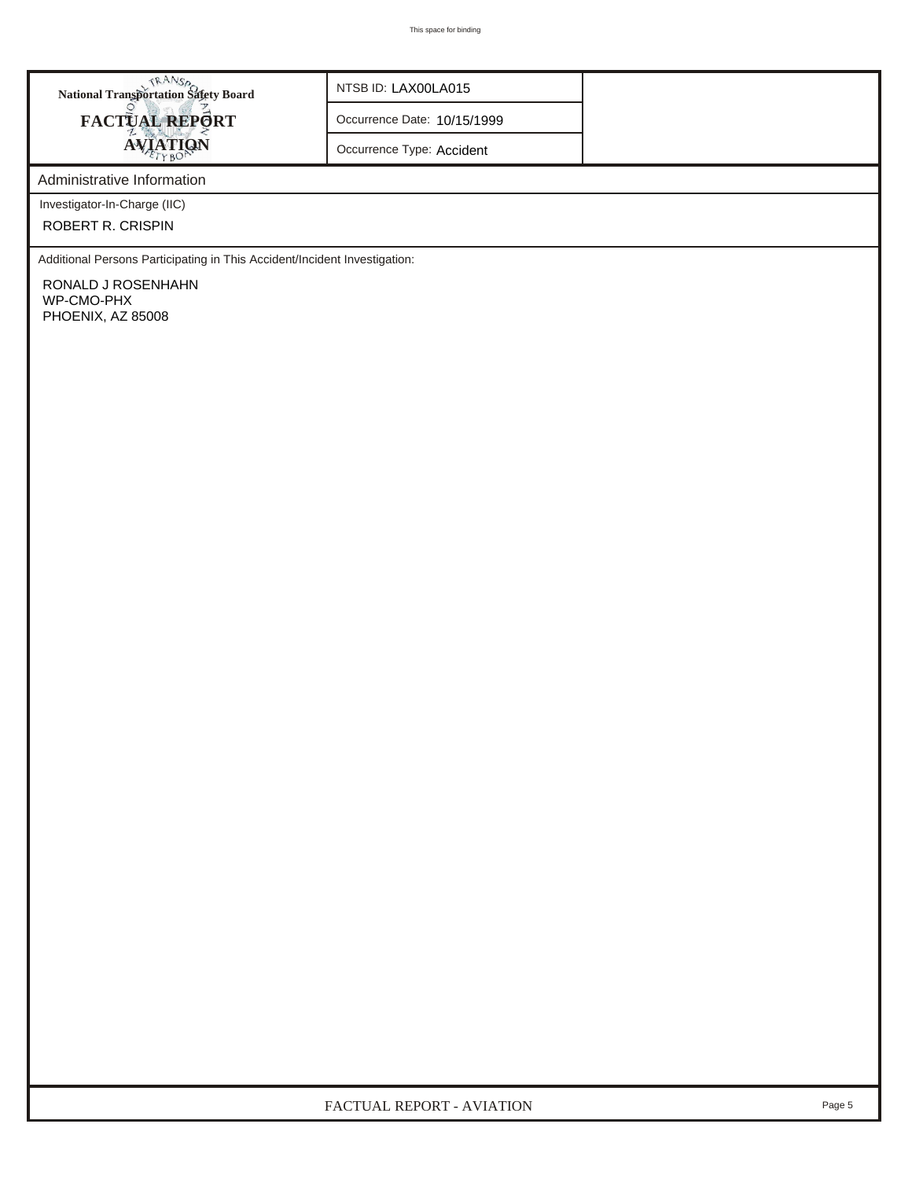National Transportation Safety Board

**FACTUAL REPORT**

**AVIATION**

| | |
|---|---|
| NTSB ID: LAX00LA015 | |
| Occurrence Date: 10/15/1999 | |
| Occurrence Type: Accident | |

## Administrative Information

Investigator-In-Charge (IIC)

ROBERT R. CRISPIN

Additional Persons Participating in This Accident/Incident Investigation:

RONALD J ROSENHAHN
WP-CMO-PHX
PHOENIX, AZ 85008